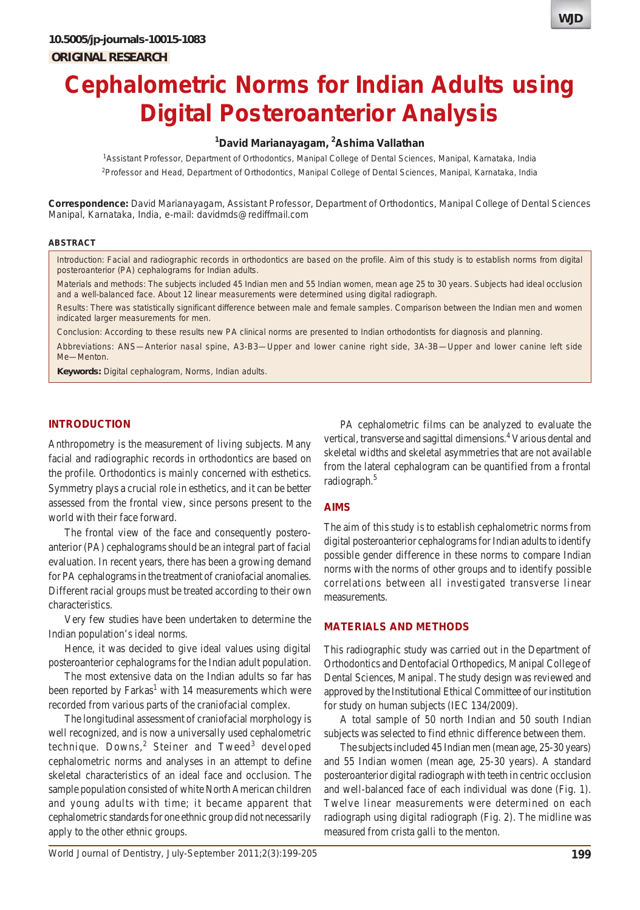10.5005/jp-journals-10015-1083

ORIGINAL RESEARCH

# Cephalometric Norms for Indian Adults using Digital Posteroanterior Analysis

**[1]David Marianayagam, [2]Ashima Vallathan**

[1]Assistant Professor, Department of Orthodontics, Manipal College of Dental Sciences, Manipal, Karnataka, India

[2]Professor and Head, Department of Orthodontics, Manipal College of Dental Sciences, Manipal, Karnataka, India

**Correspondence:** David Marianayagam, Assistant Professor, Department of Orthodontics, Manipal College of Dental Sciences Manipal, Karnataka, India, e-mail: davidmds@rediffmail.com

## ABSTRACT

Introduction: Facial and radiographic records in orthodontics are based on the profile. Aim of this study is to establish norms from digital posteroanterior (PA) cephalograms for Indian adults.

Materials and methods: The subjects included 45 Indian men and 55 Indian women, mean age 25 to 30 years. Subjects had ideal occlusion and a well-balanced face. About 12 linear measurements were determined using digital radiograph.

Results: There was statistically significant difference between male and female samples. Comparison between the Indian men and women indicated larger measurements for men.

Conclusion: According to these results new PA clinical norms are presented to Indian orthodontists for diagnosis and planning.

Abbreviations: ANS—Anterior nasal spine, A3-B3—Upper and lower canine right side, 3A-3B—Upper and lower canine left side Me—Menton.

**Keywords:** Digital cephalogram, Norms, Indian adults.

## INTRODUCTION

Anthropometry is the measurement of living subjects. Many facial and radiographic records in orthodontics are based on the profile. Orthodontics is mainly concerned with esthetics. Symmetry plays a crucial role in esthetics, and it can be better assessed from the frontal view, since persons present to the world with their face forward.

The frontal view of the face and consequently posteroanterior (PA) cephalograms should be an integral part of facial evaluation. In recent years, there has been a growing demand for PA cephalograms in the treatment of craniofacial anomalies. Different racial groups must be treated according to their own characteristics.

Very few studies have been undertaken to determine the Indian population's ideal norms.

Hence, it was decided to give ideal values using digital posteroanterior cephalograms for the Indian adult population.

The most extensive data on the Indian adults so far has been reported by Farkas[1] with 14 measurements which were recorded from various parts of the craniofacial complex.

The longitudinal assessment of craniofacial morphology is well recognized, and is now a universally used cephalometric technique. Downs,[2] Steiner and Tweed[3] developed cephalometric norms and analyses in an attempt to define skeletal characteristics of an ideal face and occlusion. The sample population consisted of white North American children and young adults with time; it became apparent that cephalometric standards for one ethnic group did not necessarily apply to the other ethnic groups.

PA cephalometric films can be analyzed to evaluate the vertical, transverse and sagittal dimensions.[4] Various dental and skeletal widths and skeletal asymmetries that are not available from the lateral cephalogram can be quantified from a frontal radiograph.[5]

## AIMS

The aim of this study is to establish cephalometric norms from digital posteroanterior cephalograms for Indian adults to identify possible gender difference in these norms to compare Indian norms with the norms of other groups and to identify possible correlations between all investigated transverse linear measurements.

## MATERIALS AND METHODS

This radiographic study was carried out in the Department of Orthodontics and Dentofacial Orthopedics, Manipal College of Dental Sciences, Manipal. The study design was reviewed and approved by the Institutional Ethical Committee of our institution for study on human subjects (IEC 134/2009).

A total sample of 50 north Indian and 50 south Indian subjects was selected to find ethnic difference between them.

The subjects included 45 Indian men (mean age, 25-30 years) and 55 Indian women (mean age, 25-30 years). A standard posteroanterior digital radiograph with teeth in centric occlusion and well-balanced face of each individual was done (Fig. 1). Twelve linear measurements were determined on each radiograph using digital radiograph (Fig. 2). The midline was measured from crista galli to the menton.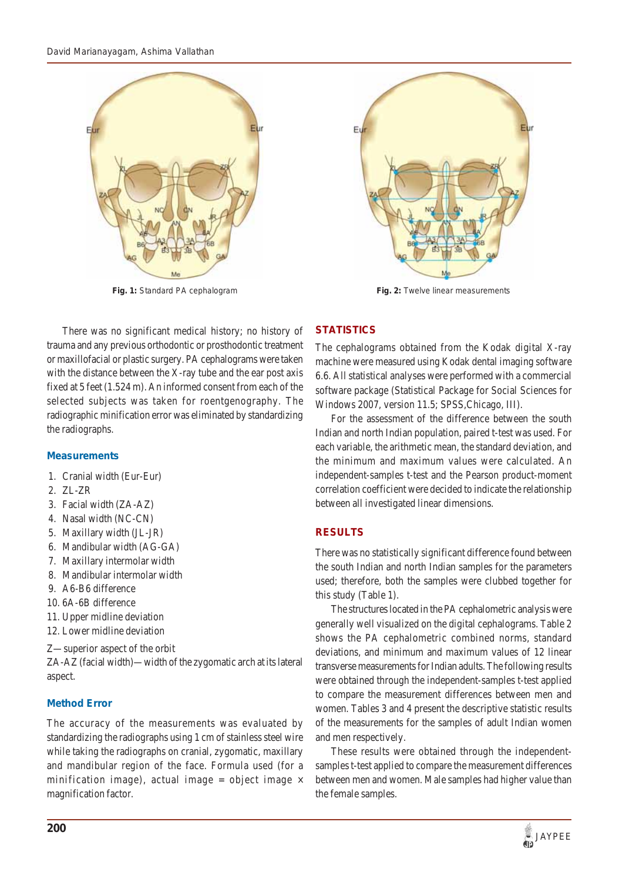Fig. 1: Standard PA cephalogram

Fig. 2: Twelve linear measurements

There was no significant medical history; no history of trauma and any previous orthodontic or prosthodontic treatment or maxillofacial or plastic surgery. PA cephalograms were taken with the distance between the X-ray tube and the ear post axis fixed at 5 feet (1.524 m). An informed consent from each of the selected subjects was taken for roentgenography. The radiographic minification error was eliminated by standardizing the radiographs.

### Measurements

1. Cranial width (Eur-Eur)
2. ZL-ZR
3. Facial width (ZA-AZ)
4. Nasal width (NC-CN)
5. Maxillary width (JL-JR)
6. Mandibular width (AG-GA)
7. Maxillary intermolar width
8. Mandibular intermolar width
9. A6-B6 difference
10. 6A-6B difference
11. Upper midline deviation
12. Lower midline deviation

Z—superior aspect of the orbit

ZA-AZ (facial width)—width of the zygomatic arch at its lateral aspect.

### Method Error

The accuracy of the measurements was evaluated by standardizing the radiographs using 1 cm of stainless steel wire while taking the radiographs on cranial, zygomatic, maxillary and mandibular region of the face. Formula used (for a minification image), actual image = object image × magnification factor.

## STATISTICS

The cephalograms obtained from the Kodak digital X-ray machine were measured using Kodak dental imaging software 6.6. All statistical analyses were performed with a commercial software package (Statistical Package for Social Sciences for Windows 2007, version 11.5; SPSS,Chicago, III).

For the assessment of the difference between the south Indian and north Indian population, paired t-test was used. For each variable, the arithmetic mean, the standard deviation, and the minimum and maximum values were calculated. An independent-samples t-test and the Pearson product-moment correlation coefficient were decided to indicate the relationship between all investigated linear dimensions.

## RESULTS

There was no statistically significant difference found between the south Indian and north Indian samples for the parameters used; therefore, both the samples were clubbed together for this study (Table 1).

The structures located in the PA cephalometric analysis were generally well visualized on the digital cephalograms. Table 2 shows the PA cephalometric combined norms, standard deviations, and minimum and maximum values of 12 linear transverse measurements for Indian adults. The following results were obtained through the independent-samples t-test applied to compare the measurement differences between men and women. Tables 3 and 4 present the descriptive statistic results of the measurements for the samples of adult Indian women and men respectively.

These results were obtained through the independent-samples t-test applied to compare the measurement differences between men and women. Male samples had higher value than the female samples.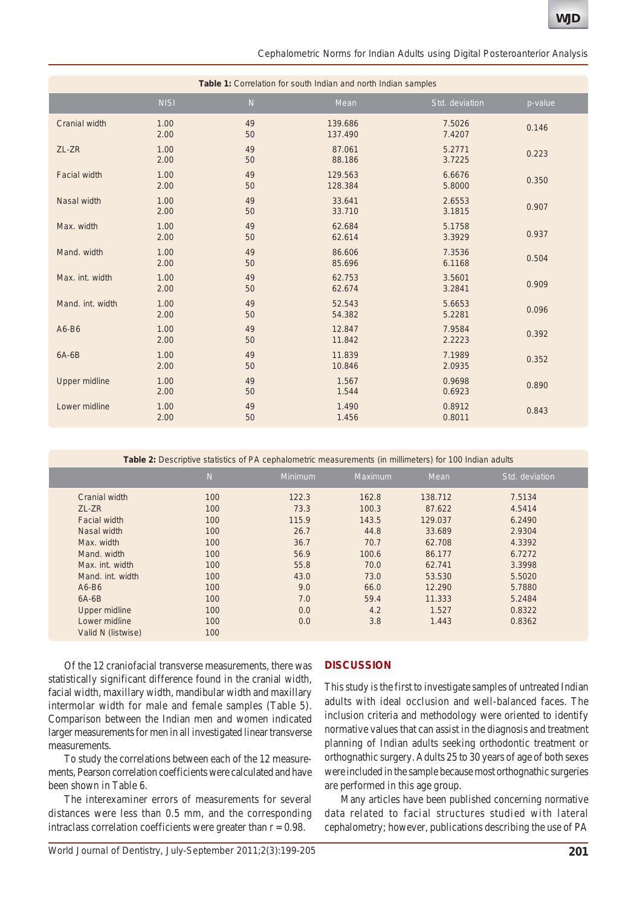**Table 1:** Correlation for south Indian and north Indian samples

| | NISI | N | Mean | Std. deviation | p-value |
|---|---|---|---|---|---|
| Cranial width | 1.00 | 49 | 139.686 | 7.5026 | 0.146 |
| | 2.00 | 50 | 137.490 | 7.4207 | |
| ZL-ZR | 1.00 | 49 | 87.061 | 5.2771 | 0.223 |
| | 2.00 | 50 | 88.186 | 3.7225 | |
| Facial width | 1.00 | 49 | 129.563 | 6.6676 | 0.350 |
| | 2.00 | 50 | 128.384 | 5.8000 | |
| Nasal width | 1.00 | 49 | 33.641 | 2.6553 | 0.907 |
| | 2.00 | 50 | 33.710 | 3.1815 | |
| Max. width | 1.00 | 49 | 62.684 | 5.1758 | 0.937 |
| | 2.00 | 50 | 62.614 | 3.3929 | |
| Mand. width | 1.00 | 49 | 86.606 | 7.3536 | 0.504 |
| | 2.00 | 50 | 85.696 | 6.1168 | |
| Max. int. width | 1.00 | 49 | 62.753 | 3.5601 | 0.909 |
| | 2.00 | 50 | 62.674 | 3.2841 | |
| Mand. int. width | 1.00 | 49 | 52.543 | 5.6653 | 0.096 |
| | 2.00 | 50 | 54.382 | 5.2281 | |
| A6-B6 | 1.00 | 49 | 12.847 | 7.9584 | 0.392 |
| | 2.00 | 50 | 11.842 | 2.2223 | |
| 6A-6B | 1.00 | 49 | 11.839 | 7.1989 | 0.352 |
| | 2.00 | 50 | 10.846 | 2.0935 | |
| Upper midline | 1.00 | 49 | 1.567 | 0.9698 | 0.890 |
| | 2.00 | 50 | 1.544 | 0.6923 | |
| Lower midline | 1.00 | 49 | 1.490 | 0.8912 | 0.843 |
| | 2.00 | 50 | 1.456 | 0.8011 | |

**Table 2:** Descriptive statistics of PA cephalometric measurements (in millimeters) for 100 Indian adults

| | N | Minimum | Maximum | Mean | Std. deviation |
|---|---|---|---|---|---|
| Cranial width | 100 | 122.3 | 162.8 | 138.712 | 7.5134 |
| ZL-ZR | 100 | 73.3 | 100.3 | 87.622 | 4.5414 |
| Facial width | 100 | 115.9 | 143.5 | 129.037 | 6.2490 |
| Nasal width | 100 | 26.7 | 44.8 | 33.689 | 2.9304 |
| Max. width | 100 | 36.7 | 70.7 | 62.708 | 4.3392 |
| Mand. width | 100 | 56.9 | 100.6 | 86.177 | 6.7272 |
| Max. int. width | 100 | 55.8 | 70.0 | 62.741 | 3.3998 |
| Mand. int. width | 100 | 43.0 | 73.0 | 53.530 | 5.5020 |
| A6-B6 | 100 | 9.0 | 66.0 | 12.290 | 5.7880 |
| 6A-6B | 100 | 7.0 | 59.4 | 11.333 | 5.2484 |
| Upper midline | 100 | 0.0 | 4.2 | 1.527 | 0.8322 |
| Lower midline | 100 | 0.0 | 3.8 | 1.443 | 0.8362 |
| Valid N (listwise) | 100 | | | | |

Of the 12 craniofacial transverse measurements, there was statistically significant difference found in the cranial width, facial width, maxillary width, mandibular width and maxillary intermolar width for male and female samples (Table 5). Comparison between the Indian men and women indicated larger measurements for men in all investigated linear transverse measurements.

To study the correlations between each of the 12 measurements, Pearson correlation coefficients were calculated and have been shown in Table 6.

The interexaminer errors of measurements for several distances were less than 0.5 mm, and the corresponding intraclass correlation coefficients were greater than $r = 0.98$.

## DISCUSSION

This study is the first to investigate samples of untreated Indian adults with ideal occlusion and well-balanced faces. The inclusion criteria and methodology were oriented to identify normative values that can assist in the diagnosis and treatment planning of Indian adults seeking orthodontic treatment or orthognathic surgery. Adults 25 to 30 years of age of both sexes were included in the sample because most orthognathic surgeries are performed in this age group.

Many articles have been published concerning normative data related to facial structures studied with lateral cephalometry; however, publications describing the use of PA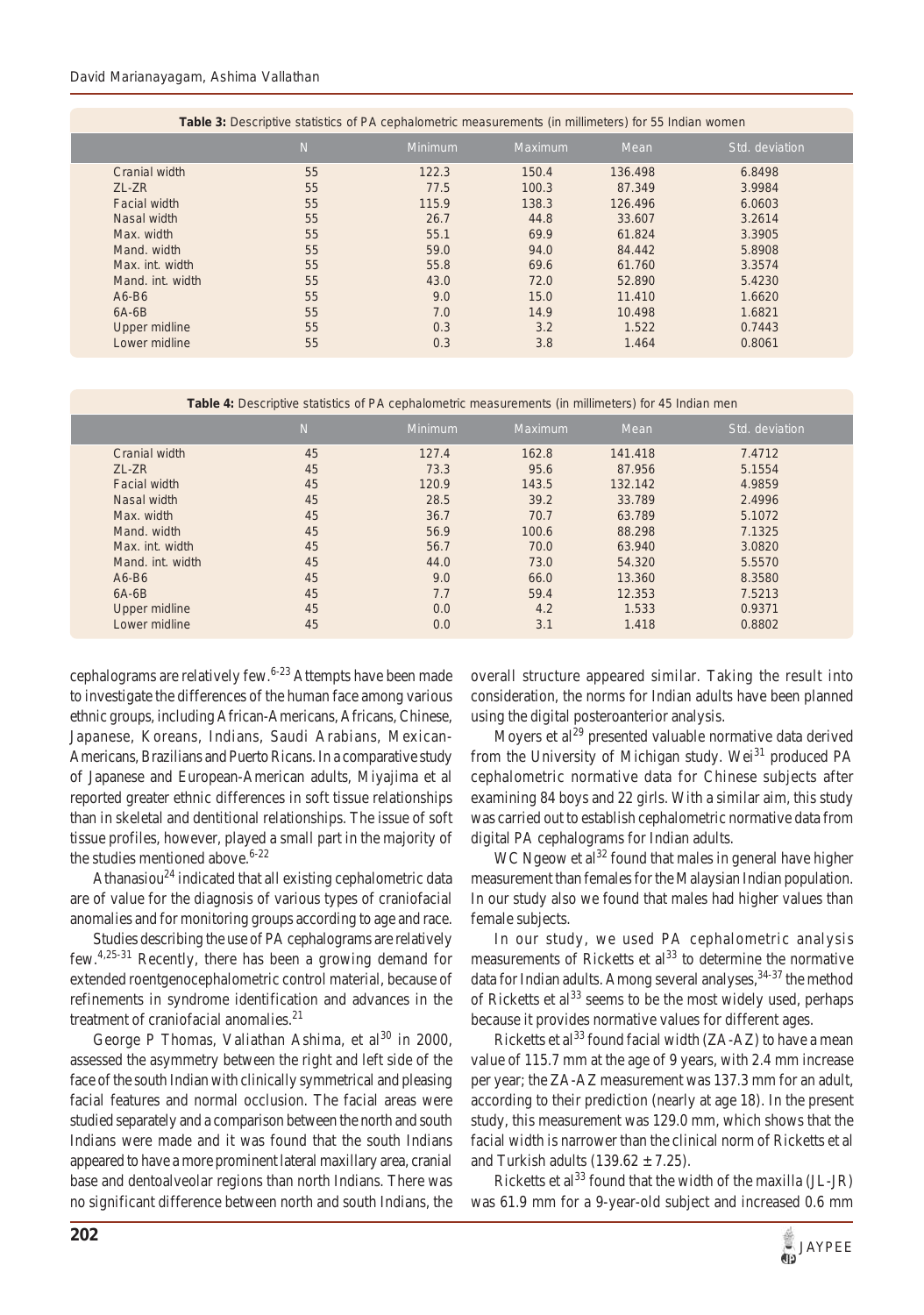**Table 3:** Descriptive statistics of PA cephalometric measurements (in millimeters) for 55 Indian women

| | N | Minimum | Maximum | Mean | Std. deviation |
|---|---|---|---|---|---|
| Cranial width | 55 | 122.3 | 150.4 | 136.498 | 6.8498 |
| ZL-ZR | 55 | 77.5 | 100.3 | 87.349 | 3.9984 |
| Facial width | 55 | 115.9 | 138.3 | 126.496 | 6.0603 |
| Nasal width | 55 | 26.7 | 44.8 | 33.607 | 3.2614 |
| Max. width | 55 | 55.1 | 69.9 | 61.824 | 3.3905 |
| Mand. width | 55 | 59.0 | 94.0 | 84.442 | 5.8908 |
| Max. int. width | 55 | 55.8 | 69.6 | 61.760 | 3.3574 |
| Mand. int. width | 55 | 43.0 | 72.0 | 52.890 | 5.4230 |
| A6-B6 | 55 | 9.0 | 15.0 | 11.410 | 1.6620 |
| 6A-6B | 55 | 7.0 | 14.9 | 10.498 | 1.6821 |
| Upper midline | 55 | 0.3 | 3.2 | 1.522 | 0.7443 |
| Lower midline | 55 | 0.3 | 3.8 | 1.464 | 0.8061 |

**Table 4:** Descriptive statistics of PA cephalometric measurements (in millimeters) for 45 Indian men

| | N | Minimum | Maximum | Mean | Std. deviation |
|---|---|---|---|---|---|
| Cranial width | 45 | 127.4 | 162.8 | 141.418 | 7.4712 |
| ZL-ZR | 45 | 73.3 | 95.6 | 87.956 | 5.1554 |
| Facial width | 45 | 120.9 | 143.5 | 132.142 | 4.9859 |
| Nasal width | 45 | 28.5 | 39.2 | 33.789 | 2.4996 |
| Max. width | 45 | 36.7 | 70.7 | 63.789 | 5.1072 |
| Mand. width | 45 | 56.9 | 100.6 | 88.298 | 7.1325 |
| Max. int. width | 45 | 56.7 | 70.0 | 63.940 | 3.0820 |
| Mand. int. width | 45 | 44.0 | 73.0 | 54.320 | 5.5570 |
| A6-B6 | 45 | 9.0 | 66.0 | 13.360 | 8.3580 |
| 6A-6B | 45 | 7.7 | 59.4 | 12.353 | 7.5213 |
| Upper midline | 45 | 0.0 | 4.2 | 1.533 | 0.9371 |
| Lower midline | 45 | 0.0 | 3.1 | 1.418 | 0.8802 |

cephalograms are relatively few.[6-23] Attempts have been made to investigate the differences of the human face among various ethnic groups, including African-Americans, Africans, Chinese, Japanese, Koreans, Indians, Saudi Arabians, Mexican-Americans, Brazilians and Puerto Ricans. In a comparative study of Japanese and European-American adults, Miyajima et al reported greater ethnic differences in soft tissue relationships than in skeletal and dentitional relationships. The issue of soft tissue profiles, however, played a small part in the majority of the studies mentioned above.[6-22]

Athanasiou[24] indicated that all existing cephalometric data are of value for the diagnosis of various types of craniofacial anomalies and for monitoring groups according to age and race.

Studies describing the use of PA cephalograms are relatively few.[4,25-31] Recently, there has been a growing demand for extended roentgenocephalometric control material, because of refinements in syndrome identification and advances in the treatment of craniofacial anomalies.[21]

George P Thomas, Valiathan Ashima, et al[30] in 2000, assessed the asymmetry between the right and left side of the face of the south Indian with clinically symmetrical and pleasing facial features and normal occlusion. The facial areas were studied separately and a comparison between the north and south Indians were made and it was found that the south Indians appeared to have a more prominent lateral maxillary area, cranial base and dentoalveolar regions than north Indians. There was no significant difference between north and south Indians, the overall structure appeared similar. Taking the result into consideration, the norms for Indian adults have been planned using the digital posteroanterior analysis.

Moyers et al[29] presented valuable normative data derived from the University of Michigan study. Wei[31] produced PA cephalometric normative data for Chinese subjects after examining 84 boys and 22 girls. With a similar aim, this study was carried out to establish cephalometric normative data from digital PA cephalograms for Indian adults.

WC Ngeow et al[32] found that males in general have higher measurement than females for the Malaysian Indian population. In our study also we found that males had higher values than female subjects.

In our study, we used PA cephalometric analysis measurements of Ricketts et al[33] to determine the normative data for Indian adults. Among several analyses,[34-37] the method of Ricketts et al[33] seems to be the most widely used, perhaps because it provides normative values for different ages.

Ricketts et al[33] found facial width (ZA-AZ) to have a mean value of 115.7 mm at the age of 9 years, with 2.4 mm increase per year; the ZA-AZ measurement was 137.3 mm for an adult, according to their prediction (nearly at age 18). In the present study, this measurement was 129.0 mm, which shows that the facial width is narrower than the clinical norm of Ricketts et al and Turkish adults ($139.62 \pm 7.25$).

Ricketts et al[33] found that the width of the maxilla (JL-JR) was 61.9 mm for a 9-year-old subject and increased 0.6 mm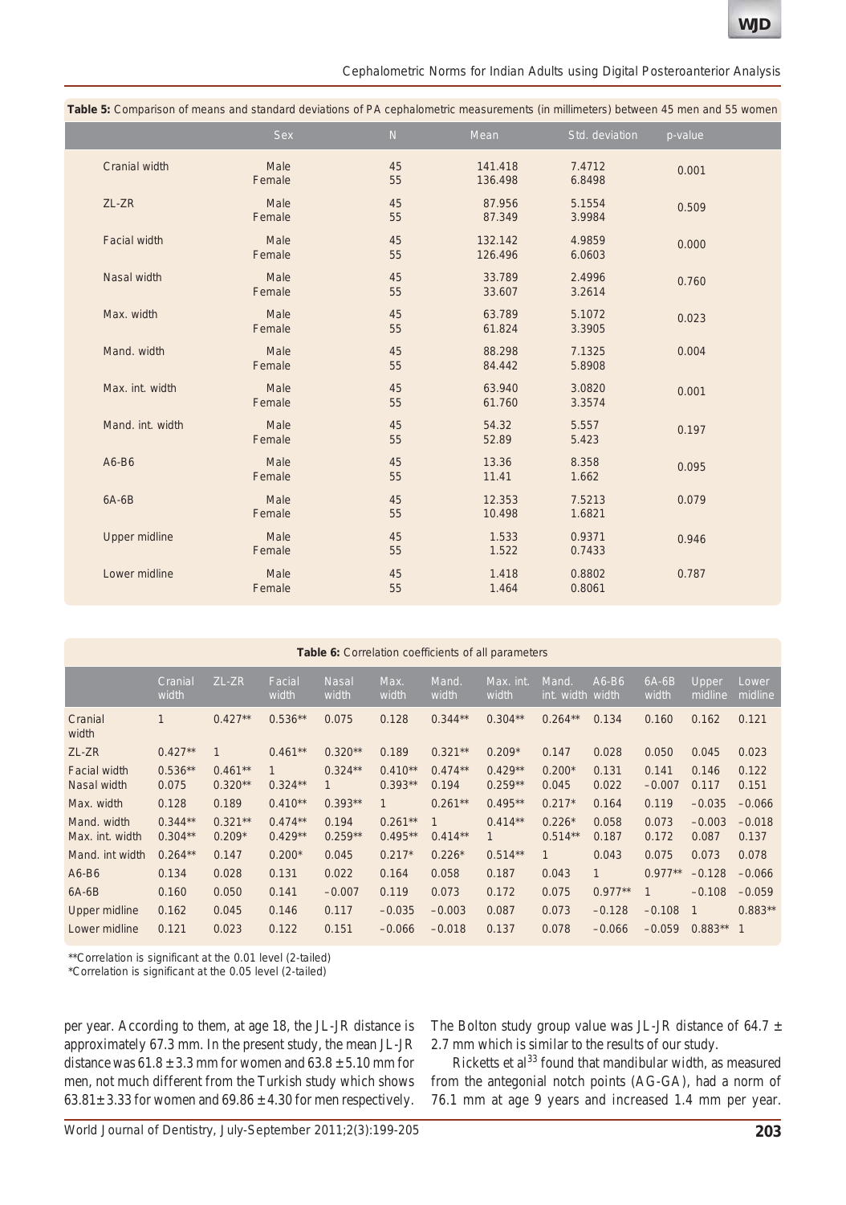**Table 5:** Comparison of means and standard deviations of PA cephalometric measurements (in millimeters) between 45 men and 55 women

| | Sex | N | Mean | Std. deviation | p-value |
|---|---|---|---|---|---|
| Cranial width | Male | 45 | 141.418 | 7.4712 | 0.001 |
| | Female | 55 | 136.498 | 6.8498 | |
| ZL-ZR | Male | 45 | 87.956 | 5.1554 | 0.509 |
| | Female | 55 | 87.349 | 3.9984 | |
| Facial width | Male | 45 | 132.142 | 4.9859 | 0.000 |
| | Female | 55 | 126.496 | 6.0603 | |
| Nasal width | Male | 45 | 33.789 | 2.4996 | 0.760 |
| | Female | 55 | 33.607 | 3.2614 | |
| Max. width | Male | 45 | 63.789 | 5.1072 | 0.023 |
| | Female | 55 | 61.824 | 3.3905 | |
| Mand. width | Male | 45 | 88.298 | 7.1325 | 0.004 |
| | Female | 55 | 84.442 | 5.8908 | |
| Max. int. width | Male | 45 | 63.940 | 3.0820 | 0.001 |
| | Female | 55 | 61.760 | 3.3574 | |
| Mand. int. width | Male | 45 | 54.32 | 5.557 | 0.197 |
| | Female | 55 | 52.89 | 5.423 | |
| A6-B6 | Male | 45 | 13.36 | 8.358 | 0.095 |
| | Female | 55 | 11.41 | 1.662 | |
| 6A-6B | Male | 45 | 12.353 | 7.5213 | 0.079 |
| | Female | 55 | 10.498 | 1.6821 | |
| Upper midline | Male | 45 | 1.533 | 0.9371 | 0.946 |
| | Female | 55 | 1.522 | 0.7433 | |
| Lower midline | Male | 45 | 1.418 | 0.8802 | 0.787 |
| | Female | 55 | 1.464 | 0.8061 | |

**Table 6:** Correlation coefficients of all parameters

| | Cranial width | ZL-ZR | Facial width | Nasal width | Max. width | Mand. width | Max. int. width | Mand. int. width | A6-B6 width | 6A-6B width | Upper midline | Lower midline |
|---|---|---|---|---|---|---|---|---|---|---|---|---|
| Cranial width | 1 | 0.427** | 0.536** | 0.075 | 0.128 | 0.344** | 0.304** | 0.264** | 0.134 | 0.160 | 0.162 | 0.121 |
| ZL-ZR | 0.427** | 1 | 0.461** | 0.320** | 0.189 | 0.321** | 0.209* | 0.147 | 0.028 | 0.050 | 0.045 | 0.023 |
| Facial width | 0.536** | 0.461** | 1 | 0.324** | 0.410** | 0.474** | 0.429** | 0.200* | 0.131 | 0.141 | 0.146 | 0.122 |
| Nasal width | 0.075 | 0.320** | 0.324** | 1 | 0.393** | 0.194 | 0.259** | 0.045 | 0.022 | −0.007 | 0.117 | 0.151 |
| Max. width | 0.128 | 0.189 | 0.410** | 0.393** | 1 | 0.261** | 0.495** | 0.217* | 0.164 | 0.119 | −0.035 | −0.066 |
| Mand. width | 0.344** | 0.321** | 0.474** | 0.194 | 0.261** | 1 | 0.414** | 0.226* | 0.058 | 0.073 | −0.003 | −0.018 |
| Max. int. width | 0.304** | 0.209* | 0.429** | 0.259** | 0.495** | 0.414** | 1 | 0.514** | 0.187 | 0.172 | 0.087 | 0.137 |
| Mand. int width | 0.264** | 0.147 | 0.200* | 0.045 | 0.217* | 0.226* | 0.514** | 1 | 0.043 | 0.075 | 0.073 | 0.078 |
| A6-B6 | 0.134 | 0.028 | 0.131 | 0.022 | 0.164 | 0.058 | 0.187 | 0.043 | 1 | 0.977** | −0.128 | −0.066 |
| 6A-6B | 0.160 | 0.050 | 0.141 | −0.007 | 0.119 | 0.073 | 0.172 | 0.075 | 0.977** | 1 | −0.108 | −0.059 |
| Upper midline | 0.162 | 0.045 | 0.146 | 0.117 | −0.035 | −0.003 | 0.087 | 0.073 | −0.128 | −0.108 | 1 | 0.883** |
| Lower midline | 0.121 | 0.023 | 0.122 | 0.151 | −0.066 | −0.018 | 0.137 | 0.078 | −0.066 | −0.059 | 0.883** | 1 |

**Correlation is significant at the 0.01 level (2-tailed)
*Correlation is significant at the 0.05 level (2-tailed)

per year. According to them, at age 18, the JL-JR distance is approximately 67.3 mm. In the present study, the mean JL-JR distance was 61.8 ± 3.3 mm for women and 63.8 ± 5.10 mm for men, not much different from the Turkish study which shows 63.81± 3.33 for women and 69.86 ± 4.30 for men respectively. The Bolton study group value was JL-JR distance of 64.7 ± 2.7 mm which is similar to the results of our study.

Ricketts et al[33] found that mandibular width, as measured from the antegonial notch points (AG-GA), had a norm of 76.1 mm at age 9 years and increased 1.4 mm per year.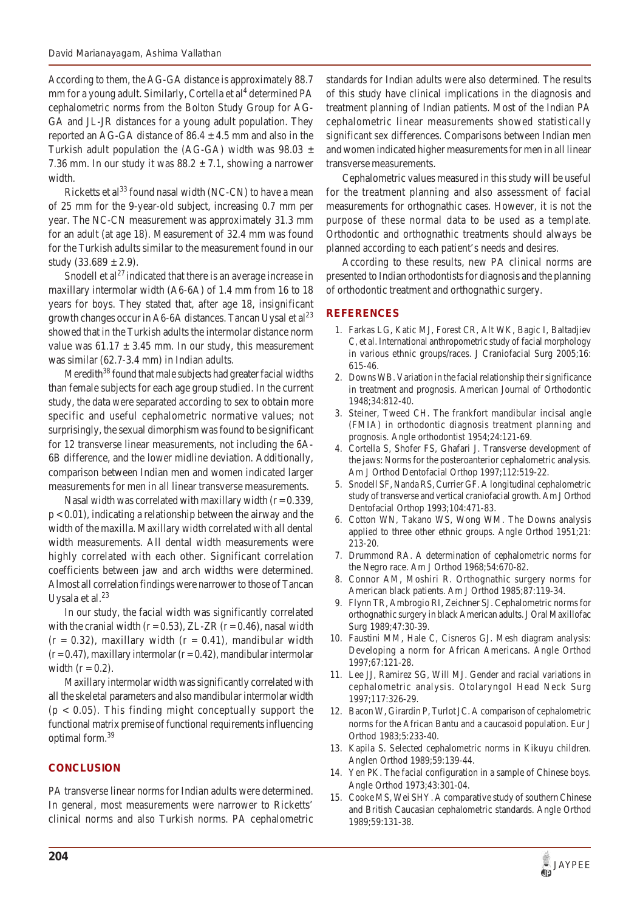According to them, the AG-GA distance is approximately 88.7 mm for a young adult. Similarly, Cortella et al[4] determined PA cephalometric norms from the Bolton Study Group for AG-GA and JL-JR distances for a young adult population. They reported an AG-GA distance of 86.4 ± 4.5 mm and also in the Turkish adult population the (AG-GA) width was 98.03 ± 7.36 mm. In our study it was 88.2 ± 7.1, showing a narrower width.

Ricketts et al[33] found nasal width (NC-CN) to have a mean of 25 mm for the 9-year-old subject, increasing 0.7 mm per year. The NC-CN measurement was approximately 31.3 mm for an adult (at age 18). Measurement of 32.4 mm was found for the Turkish adults similar to the measurement found in our study (33.689 ± 2.9).

Snodell et al[27] indicated that there is an average increase in maxillary intermolar width (A6-6A) of 1.4 mm from 16 to 18 years for boys. They stated that, after age 18, insignificant growth changes occur in A6-6A distances. Tancan Uysal et al[23] showed that in the Turkish adults the intermolar distance norm value was 61.17 ± 3.45 mm. In our study, this measurement was similar (62.7-3.4 mm) in Indian adults.

Meredith[38] found that male subjects had greater facial widths than female subjects for each age group studied. In the current study, the data were separated according to sex to obtain more specific and useful cephalometric normative values; not surprisingly, the sexual dimorphism was found to be significant for 12 transverse linear measurements, not including the 6A-6B difference, and the lower midline deviation. Additionally, comparison between Indian men and women indicated larger measurements for men in all linear transverse measurements.

Nasal width was correlated with maxillary width ($r = 0.339$, $p < 0.01$), indicating a relationship between the airway and the width of the maxilla. Maxillary width correlated with all dental width measurements. All dental width measurements were highly correlated with each other. Significant correlation coefficients between jaw and arch widths were determined. Almost all correlation findings were narrower to those of Tancan Uysala et al.[23]

In our study, the facial width was significantly correlated with the cranial width ($r = 0.53$), ZL-ZR ($r = 0.46$), nasal width ($r = 0.32$), maxillary width ($r = 0.41$), mandibular width ($r = 0.47$), maxillary intermolar ($r = 0.42$), mandibular intermolar width ($r = 0.2$).

Maxillary intermolar width was significantly correlated with all the skeletal parameters and also mandibular intermolar width ($p < 0.05$). This finding might conceptually support the functional matrix premise of functional requirements influencing optimal form.[39]

## CONCLUSION

PA transverse linear norms for Indian adults were determined. In general, most measurements were narrower to Ricketts' clinical norms and also Turkish norms. PA cephalometric standards for Indian adults were also determined. The results of this study have clinical implications in the diagnosis and treatment planning of Indian patients. Most of the Indian PA cephalometric linear measurements showed statistically significant sex differences. Comparisons between Indian men and women indicated higher measurements for men in all linear transverse measurements.

Cephalometric values measured in this study will be useful for the treatment planning and also assessment of facial measurements for orthognathic cases. However, it is not the purpose of these normal data to be used as a template. Orthodontic and orthognathic treatments should always be planned according to each patient's needs and desires.

According to these results, new PA clinical norms are presented to Indian orthodontists for diagnosis and the planning of orthodontic treatment and orthognathic surgery.

## REFERENCES

1. Farkas LG, Katic MJ, Forest CR, Alt WK, Bagic I, Baltadjiev C, et al. International anthropometric study of facial morphology in various ethnic groups/races. J Craniofacial Surg 2005;16: 615-46.
2. Downs WB. Variation in the facial relationship their significance in treatment and prognosis. American Journal of Orthodontic 1948;34:812-40.
3. Steiner, Tweed CH. The frankfort mandibular incisal angle (FMIA) in orthodontic diagnosis treatment planning and prognosis. Angle orthodontist 1954;24:121-69.
4. Cortella S, Shofer FS, Ghafari J. Transverse development of the jaws: Norms for the posteroanterior cephalometric analysis. Am J Orthod Dentofacial Orthop 1997;112:519-22.
5. Snodell SF, Nanda RS, Currier GF. A longitudinal cephalometric study of transverse and vertical craniofacial growth. Am J Orthod Dentofacial Orthop 1993;104:471-83.
6. Cotton WN, Takano WS, Wong WM. The Downs analysis applied to three other ethnic groups. Angle Orthod 1951;21: 213-20.
7. Drummond RA. A determination of cephalometric norms for the Negro race. Am J Orthod 1968;54:670-82.
8. Connor AM, Moshiri R. Orthognathic surgery norms for American black patients. Am J Orthod 1985;87:119-34.
9. Flynn TR, Ambrogio RI, Zeichner SJ. Cephalometric norms for orthognathic surgery in black American adults. J Oral Maxillofac Surg 1989;47:30-39.
10. Faustini MM, Hale C, Cisneros GJ. Mesh diagram analysis: Developing a norm for African Americans. Angle Orthod 1997;67:121-28.
11. Lee JJ, Ramirez SG, Will MJ. Gender and racial variations in cephalometric analysis. Otolaryngol Head Neck Surg 1997;117:326-29.
12. Bacon W, Girardin P, Turlot JC. A comparison of cephalometric norms for the African Bantu and a caucasoid population. Eur J Orthod 1983;5:233-40.
13. Kapila S. Selected cephalometric norms in Kikuyu children. Anglen Orthod 1989;59:139-44.
14. Yen PK. The facial configuration in a sample of Chinese boys. Angle Orthod 1973;43:301-04.
15. Cooke MS, Wei SHY. A comparative study of southern Chinese and British Caucasian cephalometric standards. Angle Orthod 1989;59:131-38.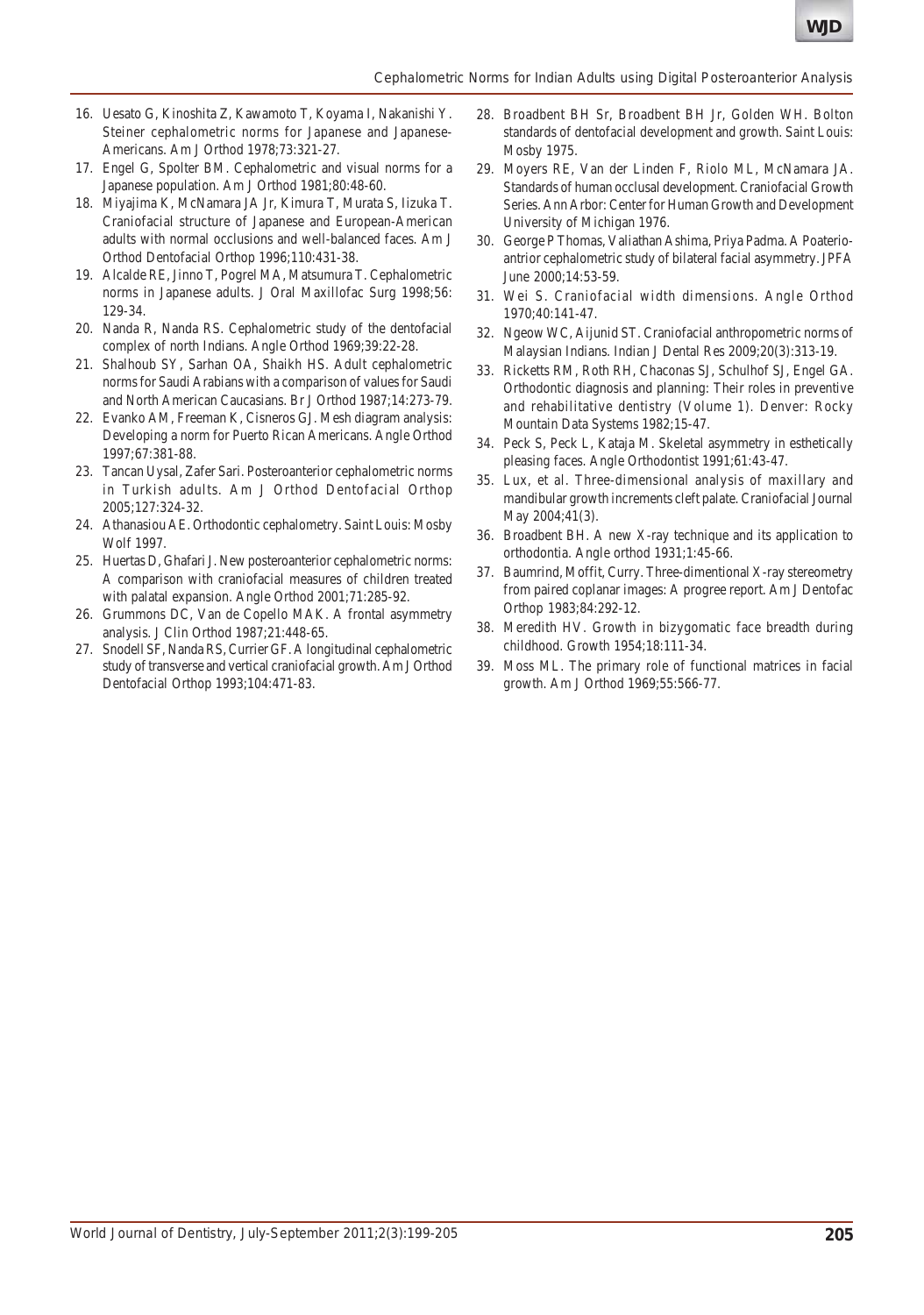16. Uesato G, Kinoshita Z, Kawamoto T, Koyama I, Nakanishi Y. Steiner cephalometric norms for Japanese and Japanese-Americans. Am J Orthod 1978;73:321-27.
17. Engel G, Spolter BM. Cephalometric and visual norms for a Japanese population. Am J Orthod 1981;80:48-60.
18. Miyajima K, McNamara JA Jr, Kimura T, Murata S, Iizuka T. Craniofacial structure of Japanese and European-American adults with normal occlusions and well-balanced faces. Am J Orthod Dentofacial Orthop 1996;110:431-38.
19. Alcalde RE, Jinno T, Pogrel MA, Matsumura T. Cephalometric norms in Japanese adults. J Oral Maxillofac Surg 1998;56: 129-34.
20. Nanda R, Nanda RS. Cephalometric study of the dentofacial complex of north Indians. Angle Orthod 1969;39:22-28.
21. Shalhoub SY, Sarhan OA, Shaikh HS. Adult cephalometric norms for Saudi Arabians with a comparison of values for Saudi and North American Caucasians. Br J Orthod 1987;14:273-79.
22. Evanko AM, Freeman K, Cisneros GJ. Mesh diagram analysis: Developing a norm for Puerto Rican Americans. Angle Orthod 1997;67:381-88.
23. Tancan Uysal, Zafer Sari. Posteroanterior cephalometric norms in Turkish adults. Am J Orthod Dentofacial Orthop 2005;127:324-32.
24. Athanasiou AE. Orthodontic cephalometry. Saint Louis: Mosby Wolf 1997.
25. Huertas D, Ghafari J. New posteroanterior cephalometric norms: A comparison with craniofacial measures of children treated with palatal expansion. Angle Orthod 2001;71:285-92.
26. Grummons DC, Van de Copello MAK. A frontal asymmetry analysis. J Clin Orthod 1987;21:448-65.
27. Snodell SF, Nanda RS, Currier GF. A longitudinal cephalometric study of transverse and vertical craniofacial growth. Am J Orthod Dentofacial Orthop 1993;104:471-83.
28. Broadbent BH Sr, Broadbent BH Jr, Golden WH. Bolton standards of dentofacial development and growth. Saint Louis: Mosby 1975.
29. Moyers RE, Van der Linden F, Riolo ML, McNamara JA. Standards of human occlusal development. Craniofacial Growth Series. Ann Arbor: Center for Human Growth and Development University of Michigan 1976.
30. George P Thomas, Valiathan Ashima, Priya Padma. A Poaterio-antrior cephalometric study of bilateral facial asymmetry. JPFA June 2000;14:53-59.
31. Wei S. Craniofacial width dimensions. Angle Orthod 1970;40:141-47.
32. Ngeow WC, Aijunid ST. Craniofacial anthropometric norms of Malaysian Indians. Indian J Dental Res 2009;20(3):313-19.
33. Ricketts RM, Roth RH, Chaconas SJ, Schulhof SJ, Engel GA. Orthodontic diagnosis and planning: Their roles in preventive and rehabilitative dentistry (Volume 1). Denver: Rocky Mountain Data Systems 1982;15-47.
34. Peck S, Peck L, Kataja M. Skeletal asymmetry in esthetically pleasing faces. Angle Orthodontist 1991;61:43-47.
35. Lux, et al. Three-dimensional analysis of maxillary and mandibular growth increments cleft palate. Craniofacial Journal May 2004;41(3).
36. Broadbent BH. A new X-ray technique and its application to orthodontia. Angle orthod 1931;1:45-66.
37. Baumrind, Moffit, Curry. Three-dimentional X-ray stereometry from paired coplanar images: A progree report. Am J Dentofac Orthop 1983;84:292-12.
38. Meredith HV. Growth in bizygomatic face breadth during childhood. Growth 1954;18:111-34.
39. Moss ML. The primary role of functional matrices in facial growth. Am J Orthod 1969;55:566-77.